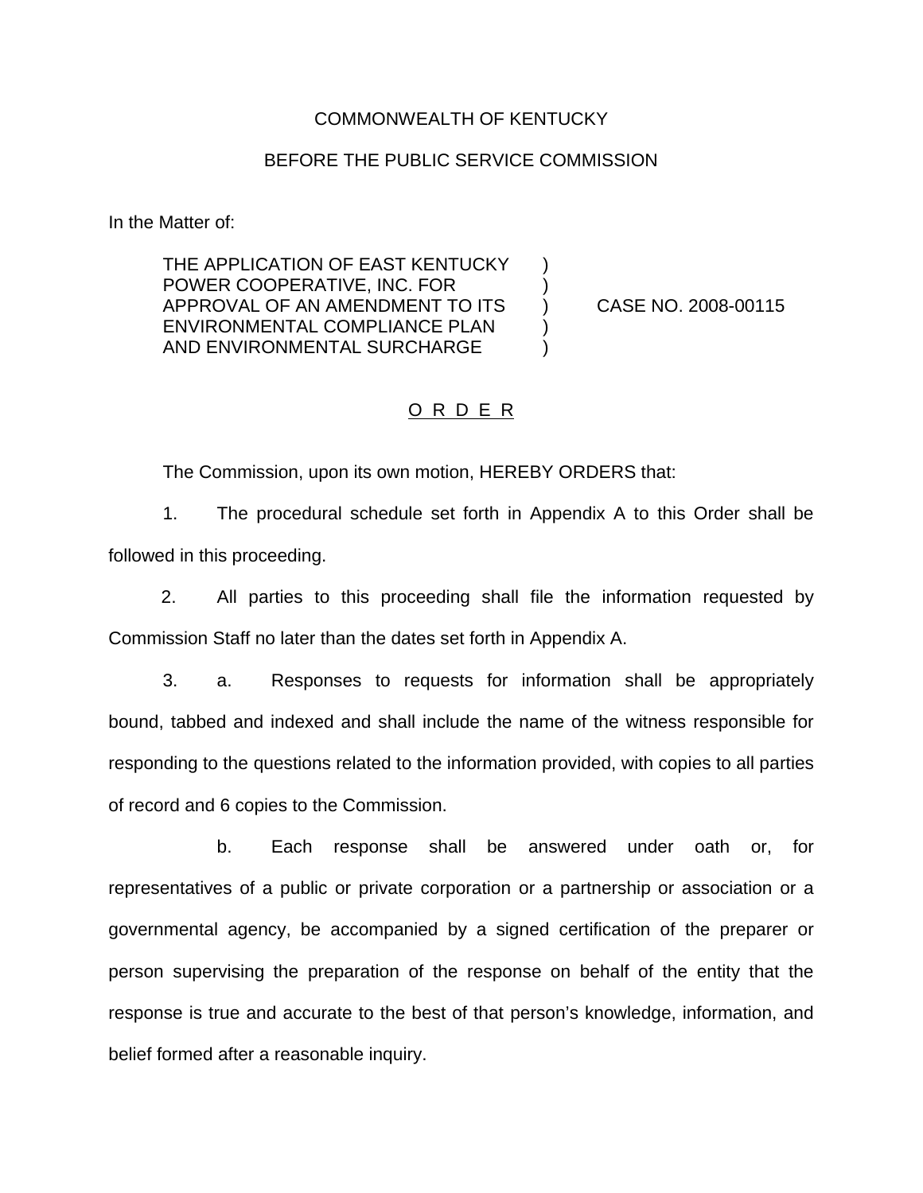COMMONWEALTH OF KENTUCKY

BEFORE THE PUBLIC SERVICE COMMISSION

In the Matter of:

THE APPLICATION OF EAST KENTUCKY POWER COOPERATIVE, INC. FOR APPROVAL OF AN AMENDMENT TO ITS ENVIRONMENTAL COMPLIANCE PLAN AND ENVIRONMENTAL SURCHARGE ) CASE NO. 2008-00115

O R D E R

The Commission, upon its own motion, HEREBY ORDERS that:

1. The procedural schedule set forth in Appendix A to this Order shall be followed in this proceeding.

2. All parties to this proceeding shall file the information requested by Commission Staff no later than the dates set forth in Appendix A.

3. a. Responses to requests for information shall be appropriately bound, tabbed and indexed and shall include the name of the witness responsible for responding to the questions related to the information provided, with copies to all parties of record and 6 copies to the Commission.

b. Each response shall be answered under oath or, for representatives of a public or private corporation or a partnership or association or a governmental agency, be accompanied by a signed certification of the preparer or person supervising the preparation of the response on behalf of the entity that the response is true and accurate to the best of that person's knowledge, information, and belief formed after a reasonable inquiry.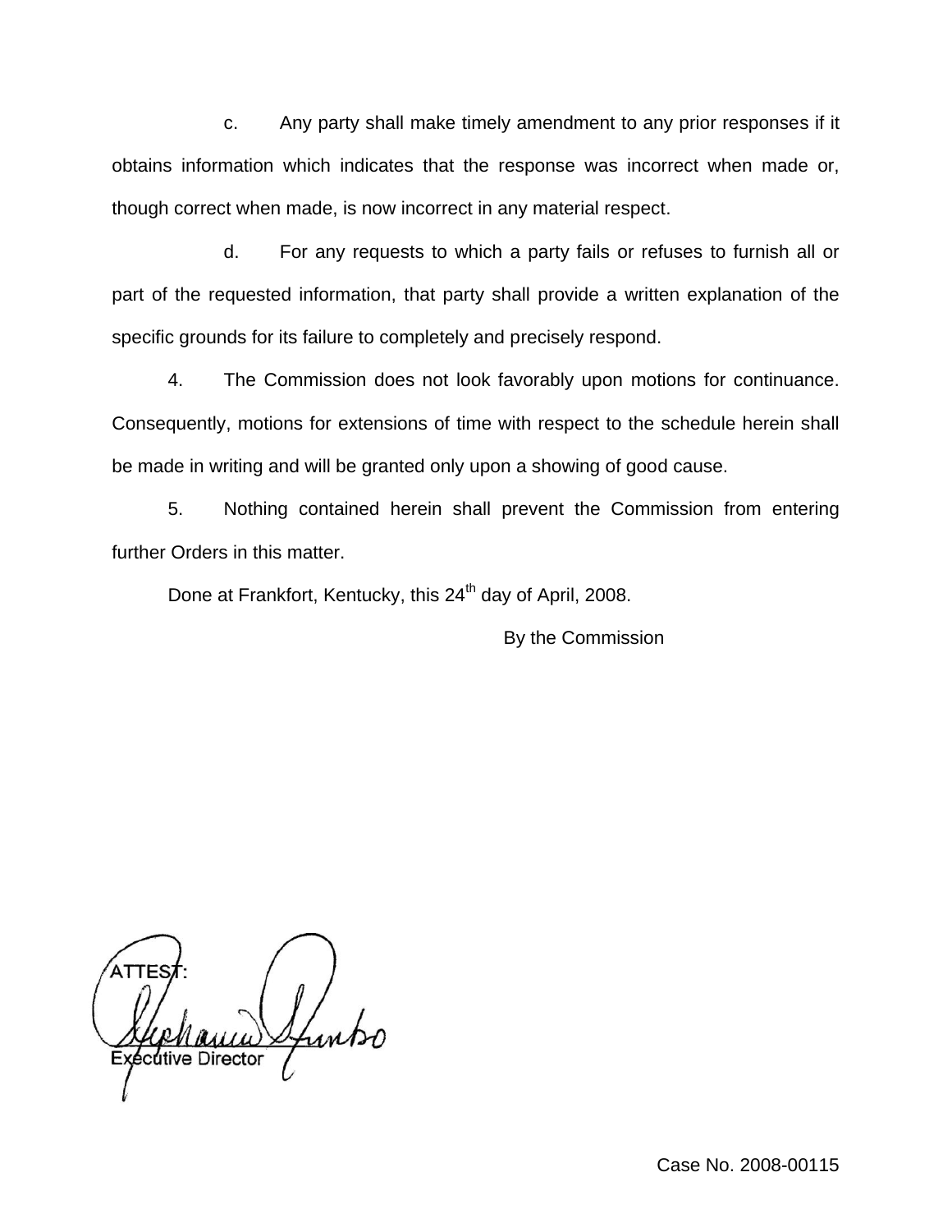c. Any party shall make timely amendment to any prior responses if it obtains information which indicates that the response was incorrect when made or, though correct when made, is now incorrect in any material respect.

d. For any requests to which a party fails or refuses to furnish all or part of the requested information, that party shall provide a written explanation of the specific grounds for its failure to completely and precisely respond.

4. The Commission does not look favorably upon motions for continuance. Consequently, motions for extensions of time with respect to the schedule herein shall be made in writing and will be granted only upon a showing of good cause.

5. Nothing contained herein shall prevent the Commission from entering further Orders in this matter.

Done at Frankfort, Kentucky, this 24th day of April, 2008.

By the Commission

ATTEST:

Executive Director

Case No. 2008-00115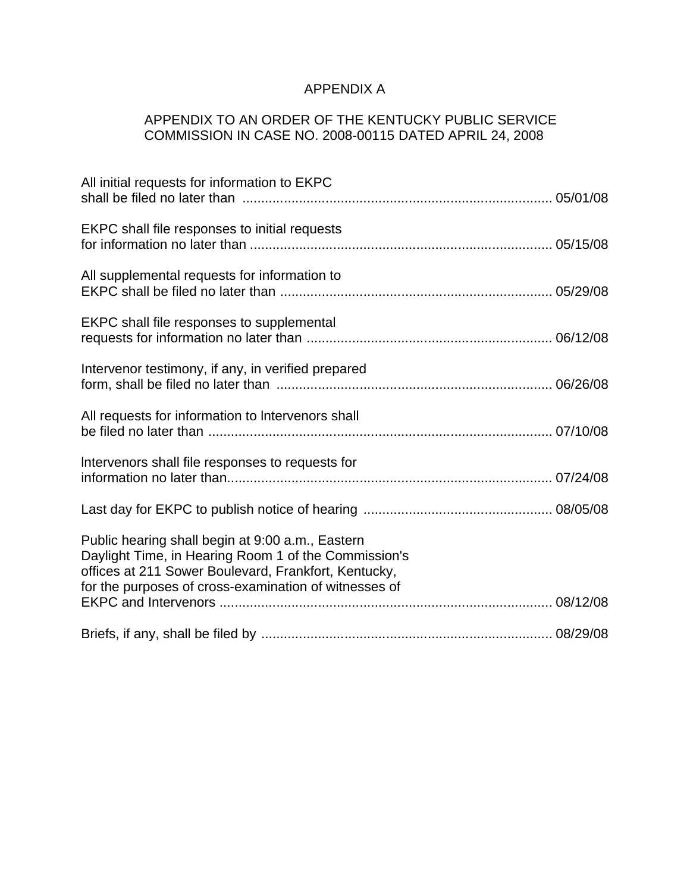APPENDIX A

APPENDIX TO AN ORDER OF THE KENTUCKY PUBLIC SERVICE COMMISSION IN CASE NO. 2008-00115 DATED APRIL 24, 2008

All initial requests for information to EKPC shall be filed no later than ............ 05/01/08

EKPC shall file responses to initial requests for information no later than ............ 05/15/08

All supplemental requests for information to EKPC shall be filed no later than ............ 05/29/08

EKPC shall file responses to supplemental requests for information no later than ............ 06/12/08

Intervenor testimony, if any, in verified prepared form, shall be filed no later than ............ 06/26/08

All requests for information to lntervenors shall be filed no later than ............ 07/10/08

lntervenors shall file responses to requests for information no later than............ 07/24/08

Last day for EKPC to publish notice of hearing ............ 08/05/08

Public hearing shall begin at 9:00 a.m., Eastern Daylight Time, in Hearing Room 1 of the Commission's offices at 211 Sower Boulevard, Frankfort, Kentucky, for the purposes of cross-examination of witnesses of EKPC and Intervenors ............ 08/12/08

Briefs, if any, shall be filed by ............ 08/29/08